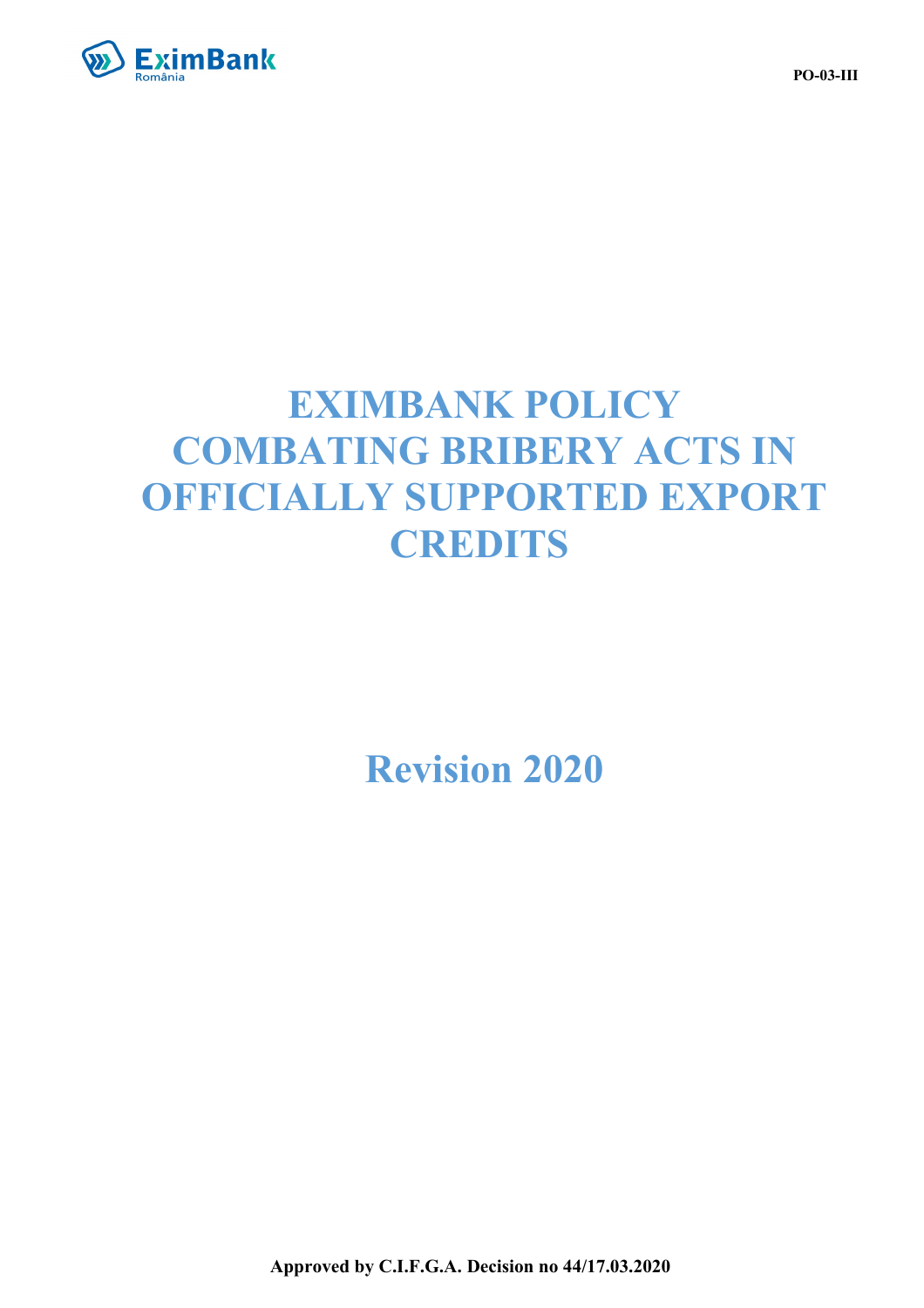PO-03-III

# EXIMBANK POLICY COMBATING BRIBERY ACTS IN OFFICIALLY SUPPORTED EXPORT CREDITS

## Revision 2020

**Approved by C.I.F.G.A. Decision no 44/17.03.2020**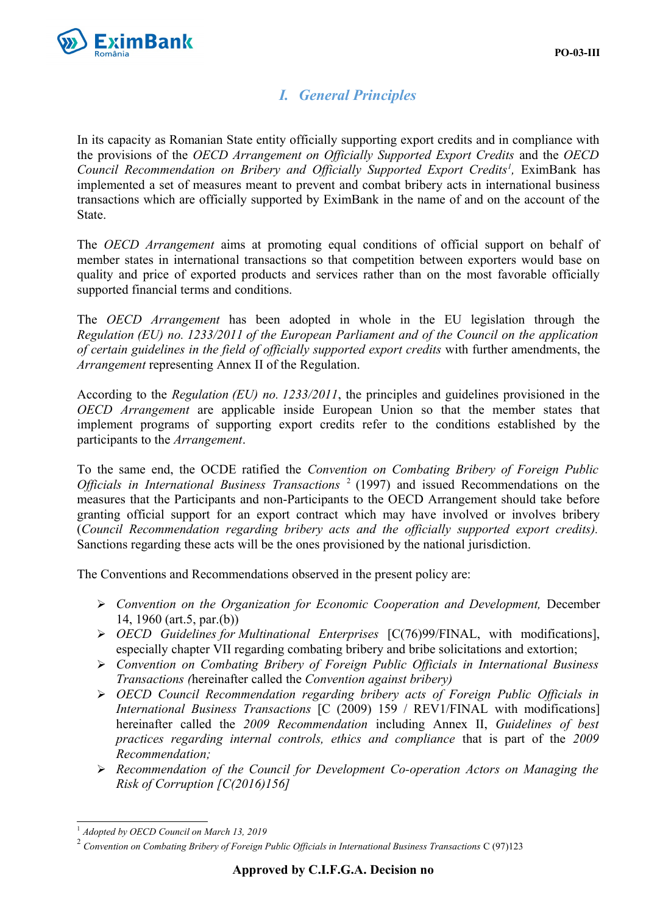## *I. General Principles*

In its capacity as Romanian State entity officially supporting export credits and in compliance with the provisions of the *OECD Arrangement on Officially Supported Export Credits* and the *OECD Council Recommendation on Bribery and Officially Supported Export Credits*[1], EximBank has implemented a set of measures meant to prevent and combat bribery acts in international business transactions which are officially supported by EximBank in the name of and on the account of the State.

The *OECD Arrangement* aims at promoting equal conditions of official support on behalf of member states in international transactions so that competition between exporters would base on quality and price of exported products and services rather than on the most favorable officially supported financial terms and conditions.

The *OECD Arrangement* has been adopted in whole in the EU legislation through the *Regulation (EU) no. 1233/2011 of the European Parliament and of the Council on the application of certain guidelines in the field of officially supported export credits* with further amendments, the *Arrangement* representing Annex II of the Regulation.

According to the *Regulation (EU) no. 1233/2011*, the principles and guidelines provisioned in the *OECD Arrangement* are applicable inside European Union so that the member states that implement programs of supporting export credits refer to the conditions established by the participants to the *Arrangement*.

To the same end, the OCDE ratified the *Convention on Combating Bribery of Foreign Public Officials in International Business Transactions* [2] (1997) and issued Recommendations on the measures that the Participants and non-Participants to the OECD Arrangement should take before granting official support for an export contract which may have involved or involves bribery (*Council Recommendation regarding bribery acts and the officially supported export credits).* Sanctions regarding these acts will be the ones provisioned by the national jurisdiction.

The Conventions and Recommendations observed in the present policy are:

- *Convention on the Organization for Economic Cooperation and Development,* December 14, 1960 (art.5, par.(b))
- *OECD Guidelines for Multinational Enterprises* [C(76)99/FINAL, with modifications], especially chapter VII regarding combating bribery and bribe solicitations and extortion;
- *Convention on Combating Bribery of Foreign Public Officials in International Business Transactions (*hereinafter called the *Convention against bribery)*
- *OECD Council Recommendation regarding bribery acts of Foreign Public Officials in International Business Transactions* [C (2009) 159 / REV1/FINAL with modifications] hereinafter called the *2009 Recommendation* including Annex II, *Guidelines of best practices regarding internal controls, ethics and compliance* that is part of the *2009 Recommendation;*
- *Recommendation of the Council for Development Co-operation Actors on Managing the Risk of Corruption [C(2016)156]*

---

[1] *Adopted by OECD Council on March 13, 2019*

[2] *Convention on Combating Bribery of Foreign Public Officials in International Business Transactions* C (97)123

**Approved by C.I.F.G.A. Decision no**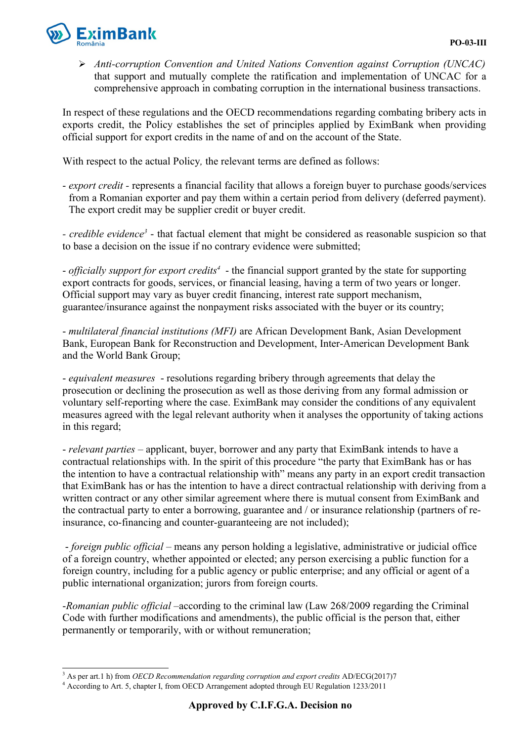- *Anti-corruption Convention and United Nations Convention against Corruption (UNCAC)* that support and mutually complete the ratification and implementation of UNCAC for a comprehensive approach in combating corruption in the international business transactions.

In respect of these regulations and the OECD recommendations regarding combating bribery acts in exports credit, the Policy establishes the set of principles applied by EximBank when providing official support for export credits in the name of and on the account of the State.

With respect to the actual Policy, the relevant terms are defined as follows:

- *export credit* - represents a financial facility that allows a foreign buyer to purchase goods/services from a Romanian exporter and pay them within a certain period from delivery (deferred payment). The export credit may be supplier credit or buyer credit.

- *credible evidence*[3] - that factual element that might be considered as reasonable suspicion so that to base a decision on the issue if no contrary evidence were submitted;

- *officially support for export credits*[4] - the financial support granted by the state for supporting export contracts for goods, services, or financial leasing, having a term of two years or longer. Official support may vary as buyer credit financing, interest rate support mechanism, guarantee/insurance against the nonpayment risks associated with the buyer or its country;

- *multilateral financial institutions (MFI)* are African Development Bank, Asian Development Bank, European Bank for Reconstruction and Development, Inter-American Development Bank and the World Bank Group;

- *equivalent measures* - resolutions regarding bribery through agreements that delay the prosecution or declining the prosecution as well as those deriving from any formal admission or voluntary self-reporting where the case. EximBank may consider the conditions of any equivalent measures agreed with the legal relevant authority when it analyses the opportunity of taking actions in this regard;

- *relevant parties* – applicant, buyer, borrower and any party that EximBank intends to have a contractual relationships with. In the spirit of this procedure "the party that EximBank has or has the intention to have a contractual relationship with" means any party in an export credit transaction that EximBank has or has the intention to have a direct contractual relationship with deriving from a written contract or any other similar agreement where there is mutual consent from EximBank and the contractual party to enter a borrowing, guarantee and / or insurance relationship (partners of re-insurance, co-financing and counter-guaranteeing are not included);

- *foreign public official* – means any person holding a legislative, administrative or judicial office of a foreign country, whether appointed or elected; any person exercising a public function for a foreign country, including for a public agency or public enterprise; and any official or agent of a public international organization; jurors from foreign courts.

-*Romanian public official* –according to the criminal law (Law 268/2009 regarding the Criminal Code with further modifications and amendments), the public official is the person that, either permanently or temporarily, with or without remuneration;

---

[3] As per art.1 h) from *OECD Recommendation regarding corruption and export credits* AD/ECG(2017)7

[4] According to Art. 5, chapter I, from OECD Arrangement adopted through EU Regulation 1233/2011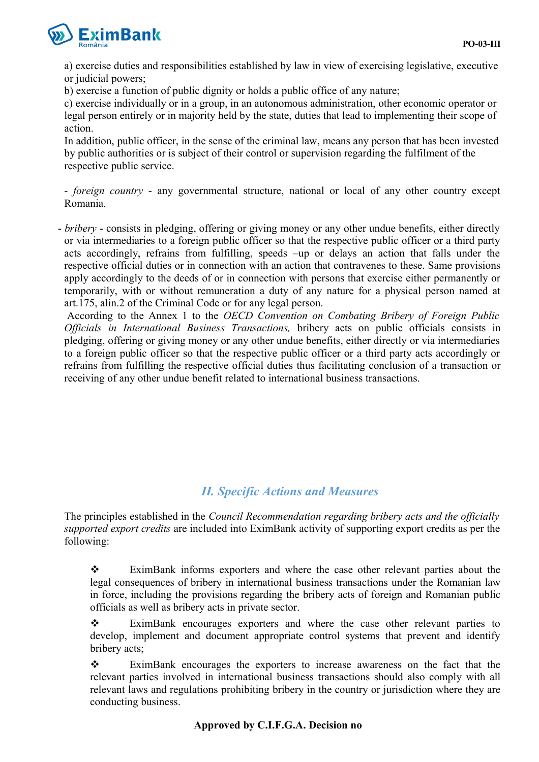a) exercise duties and responsibilities established by law in view of exercising legislative, executive or judicial powers;
b) exercise a function of public dignity or holds a public office of any nature;
c) exercise individually or in a group, in an autonomous administration, other economic operator or legal person entirely or in majority held by the state, duties that lead to implementing their scope of action.
In addition, public officer, in the sense of the criminal law, means any person that has been invested by public authorities or is subject of their control or supervision regarding the fulfilment of the respective public service.

- *foreign country* - any governmental structure, national or local of any other country except Romania.

- *bribery* - consists in pledging, offering or giving money or any other undue benefits, either directly or via intermediaries to a foreign public officer so that the respective public officer or a third party acts accordingly, refrains from fulfilling, speeds –up or delays an action that falls under the respective official duties or in connection with an action that contravenes to these. Same provisions apply accordingly to the deeds of or in connection with persons that exercise either permanently or temporarily, with or without remuneration a duty of any nature for a physical person named at art.175, alin.2 of the Criminal Code or for any legal person.
 According to the Annex 1 to the *OECD Convention on Combating Bribery of Foreign Public Officials in International Business Transactions,* bribery acts on public officials consists in pledging, offering or giving money or any other undue benefits, either directly or via intermediaries to a foreign public officer so that the respective public officer or a third party acts accordingly or refrains from fulfilling the respective official duties thus facilitating conclusion of a transaction or receiving of any other undue benefit related to international business transactions.

## *II. Specific Actions and Measures*

The principles established in the *Council Recommendation regarding bribery acts and the officially supported export credits* are included into EximBank activity of supporting export credits as per the following:

- ❖ EximBank informs exporters and where the case other relevant parties about the legal consequences of bribery in international business transactions under the Romanian law in force, including the provisions regarding the bribery acts of foreign and Romanian public officials as well as bribery acts in private sector.
- ❖ EximBank encourages exporters and where the case other relevant parties to develop, implement and document appropriate control systems that prevent and identify bribery acts;
- ❖ EximBank encourages the exporters to increase awareness on the fact that the relevant parties involved in international business transactions should also comply with all relevant laws and regulations prohibiting bribery in the country or jurisdiction where they are conducting business.

**Approved by C.I.F.G.A. Decision no**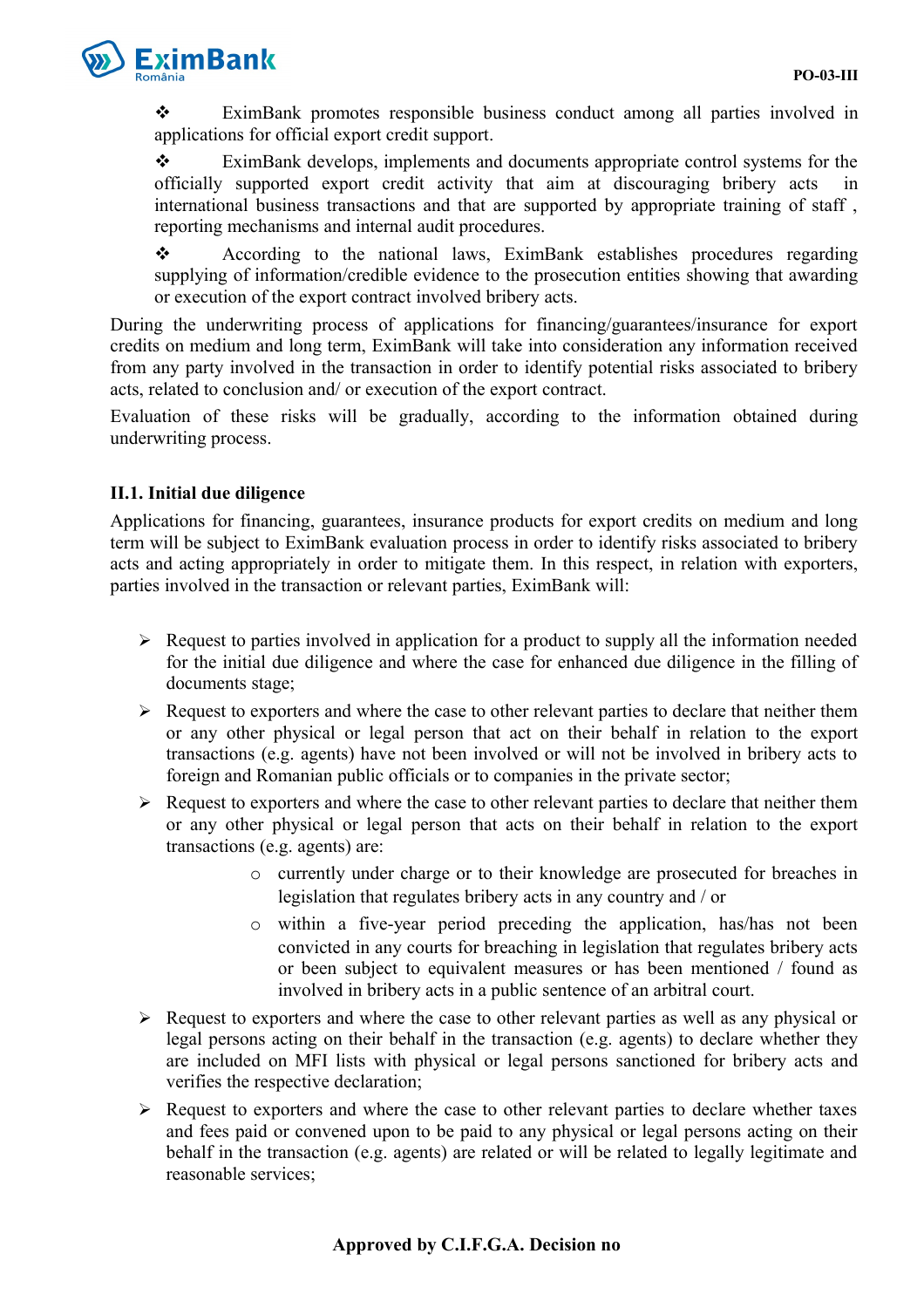- EximBank promotes responsible business conduct among all parties involved in applications for official export credit support.
- EximBank develops, implements and documents appropriate control systems for the officially supported export credit activity that aim at discouraging bribery acts in international business transactions and that are supported by appropriate training of staff , reporting mechanisms and internal audit procedures.
- According to the national laws, EximBank establishes procedures regarding supplying of information/credible evidence to the prosecution entities showing that awarding or execution of the export contract involved bribery acts.

During the underwriting process of applications for financing/guarantees/insurance for export credits on medium and long term, EximBank will take into consideration any information received from any party involved in the transaction in order to identify potential risks associated to bribery acts, related to conclusion and/ or execution of the export contract.

Evaluation of these risks will be gradually, according to the information obtained during underwriting process.

### II.1. Initial due diligence

Applications for financing, guarantees, insurance products for export credits on medium and long term will be subject to EximBank evaluation process in order to identify risks associated to bribery acts and acting appropriately in order to mitigate them. In this respect, in relation with exporters, parties involved in the transaction or relevant parties, EximBank will:

- Request to parties involved in application for a product to supply all the information needed for the initial due diligence and where the case for enhanced due diligence in the filling of documents stage;
- Request to exporters and where the case to other relevant parties to declare that neither them or any other physical or legal person that act on their behalf in relation to the export transactions (e.g. agents) have not been involved or will not be involved in bribery acts to foreign and Romanian public officials or to companies in the private sector;
- Request to exporters and where the case to other relevant parties to declare that neither them or any other physical or legal person that acts on their behalf in relation to the export transactions (e.g. agents) are:
  - currently under charge or to their knowledge are prosecuted for breaches in legislation that regulates bribery acts in any country and / or
  - within a five-year period preceding the application, has/has not been convicted in any courts for breaching in legislation that regulates bribery acts or been subject to equivalent measures or has been mentioned / found as involved in bribery acts in a public sentence of an arbitral court.
- Request to exporters and where the case to other relevant parties as well as any physical or legal persons acting on their behalf in the transaction (e.g. agents) to declare whether they are included on MFI lists with physical or legal persons sanctioned for bribery acts and verifies the respective declaration;
- Request to exporters and where the case to other relevant parties to declare whether taxes and fees paid or convened upon to be paid to any physical or legal persons acting on their behalf in the transaction (e.g. agents) are related or will be related to legally legitimate and reasonable services;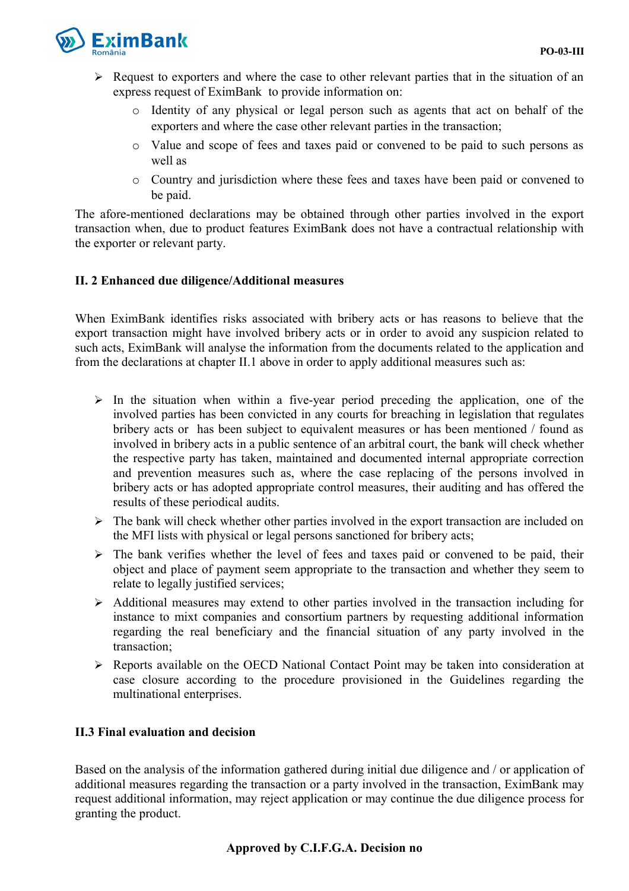- Request to exporters and where the case to other relevant parties that in the situation of an express request of EximBank to provide information on:
  - Identity of any physical or legal person such as agents that act on behalf of the exporters and where the case other relevant parties in the transaction;
  - Value and scope of fees and taxes paid or convened to be paid to such persons as well as
  - Country and jurisdiction where these fees and taxes have been paid or convened to be paid.

The afore-mentioned declarations may be obtained through other parties involved in the export transaction when, due to product features EximBank does not have a contractual relationship with the exporter or relevant party.

### II. 2 Enhanced due diligence/Additional measures

When EximBank identifies risks associated with bribery acts or has reasons to believe that the export transaction might have involved bribery acts or in order to avoid any suspicion related to such acts, EximBank will analyse the information from the documents related to the application and from the declarations at chapter II.1 above in order to apply additional measures such as:

- In the situation when within a five-year period preceding the application, one of the involved parties has been convicted in any courts for breaching in legislation that regulates bribery acts or has been subject to equivalent measures or has been mentioned / found as involved in bribery acts in a public sentence of an arbitral court, the bank will check whether the respective party has taken, maintained and documented internal appropriate correction and prevention measures such as, where the case replacing of the persons involved in bribery acts or has adopted appropriate control measures, their auditing and has offered the results of these periodical audits.
- The bank will check whether other parties involved in the export transaction are included on the MFI lists with physical or legal persons sanctioned for bribery acts;
- The bank verifies whether the level of fees and taxes paid or convened to be paid, their object and place of payment seem appropriate to the transaction and whether they seem to relate to legally justified services;
- Additional measures may extend to other parties involved in the transaction including for instance to mixt companies and consortium partners by requesting additional information regarding the real beneficiary and the financial situation of any party involved in the transaction;
- Reports available on the OECD National Contact Point may be taken into consideration at case closure according to the procedure provisioned in the Guidelines regarding the multinational enterprises.

### II.3 Final evaluation and decision

Based on the analysis of the information gathered during initial due diligence and / or application of additional measures regarding the transaction or a party involved in the transaction, EximBank may request additional information, may reject application or may continue the due diligence process for granting the product.

**Approved by C.I.F.G.A. Decision no**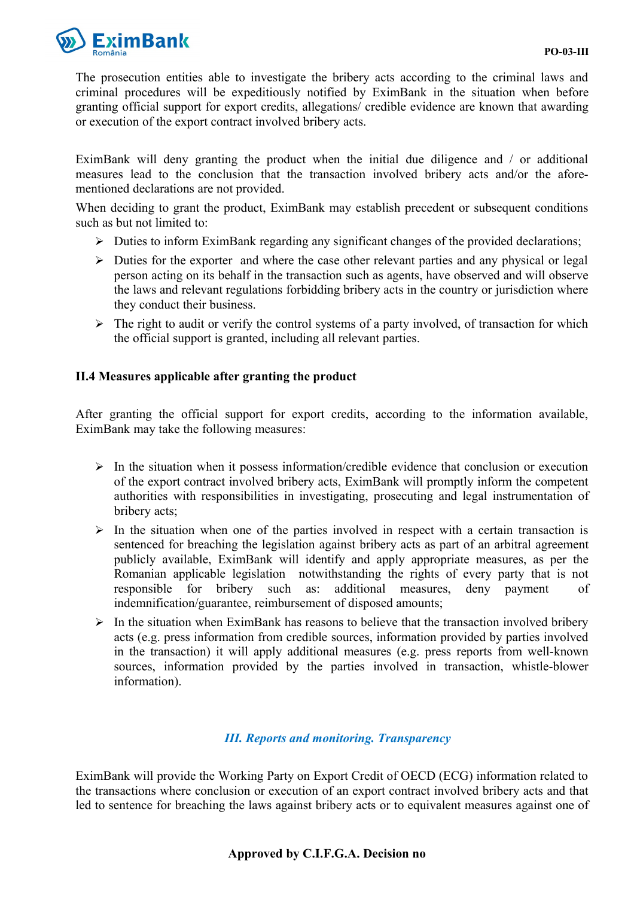The prosecution entities able to investigate the bribery acts according to the criminal laws and criminal procedures will be expeditiously notified by EximBank in the situation when before granting official support for export credits, allegations/ credible evidence are known that awarding or execution of the export contract involved bribery acts.

EximBank will deny granting the product when the initial due diligence and / or additional measures lead to the conclusion that the transaction involved bribery acts and/or the afore-mentioned declarations are not provided.

When deciding to grant the product, EximBank may establish precedent or subsequent conditions such as but not limited to:

- Duties to inform EximBank regarding any significant changes of the provided declarations;
- Duties for the exporter and where the case other relevant parties and any physical or legal person acting on its behalf in the transaction such as agents, have observed and will observe the laws and relevant regulations forbidding bribery acts in the country or jurisdiction where they conduct their business.
- The right to audit or verify the control systems of a party involved, of transaction for which the official support is granted, including all relevant parties.

### II.4 Measures applicable after granting the product

After granting the official support for export credits, according to the information available, EximBank may take the following measures:

- In the situation when it possess information/credible evidence that conclusion or execution of the export contract involved bribery acts, EximBank will promptly inform the competent authorities with responsibilities in investigating, prosecuting and legal instrumentation of bribery acts;
- In the situation when one of the parties involved in respect with a certain transaction is sentenced for breaching the legislation against bribery acts as part of an arbitral agreement publicly available, EximBank will identify and apply appropriate measures, as per the Romanian applicable legislation notwithstanding the rights of every party that is not responsible for bribery such as: additional measures, deny payment of indemnification/guarantee, reimbursement of disposed amounts;
- In the situation when EximBank has reasons to believe that the transaction involved bribery acts (e.g. press information from credible sources, information provided by parties involved in the transaction) it will apply additional measures (e.g. press reports from well-known sources, information provided by the parties involved in transaction, whistle-blower information).

## *III. Reports and monitoring. Transparency*

EximBank will provide the Working Party on Export Credit of OECD (ECG) information related to the transactions where conclusion or execution of an export contract involved bribery acts and that led to sentence for breaching the laws against bribery acts or to equivalent measures against one of

**Approved by C.I.F.G.A. Decision no**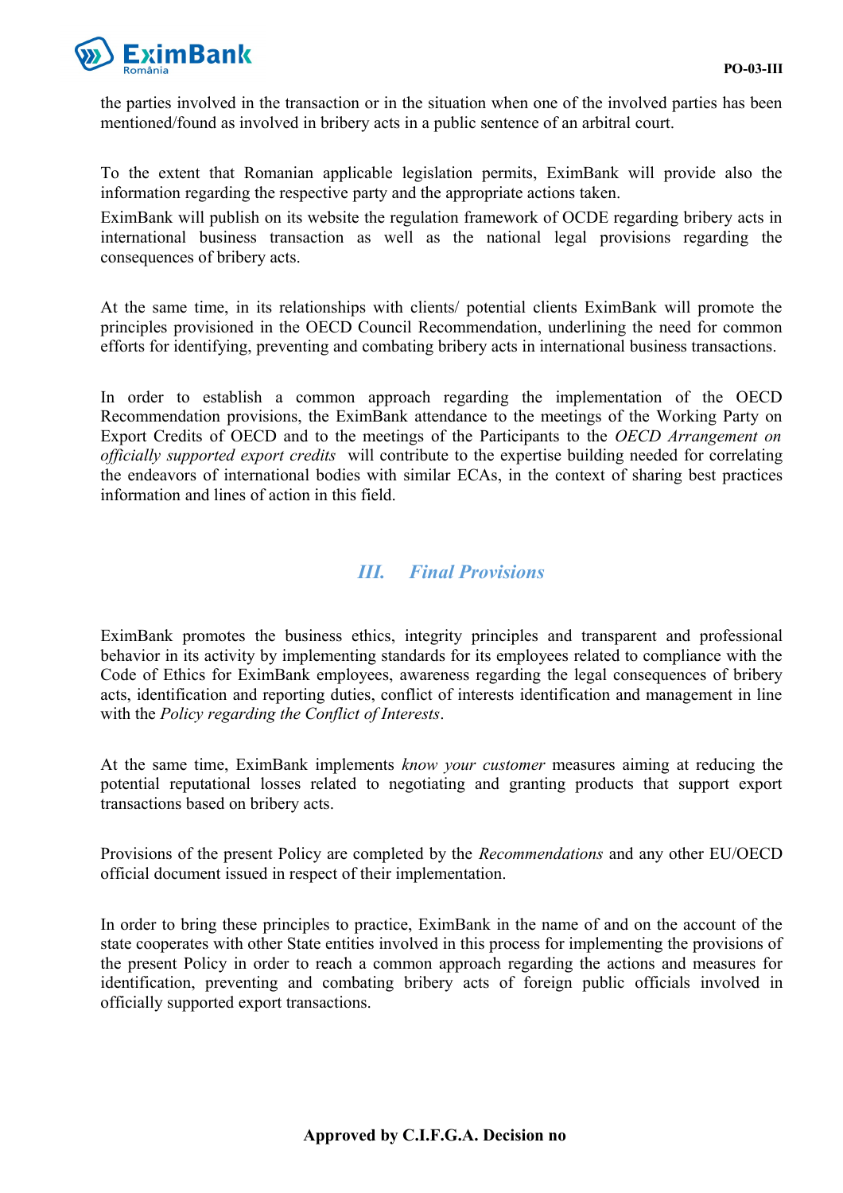the parties involved in the transaction or in the situation when one of the involved parties has been mentioned/found as involved in bribery acts in a public sentence of an arbitral court.

To the extent that Romanian applicable legislation permits, EximBank will provide also the information regarding the respective party and the appropriate actions taken.

EximBank will publish on its website the regulation framework of OCDE regarding bribery acts in international business transaction as well as the national legal provisions regarding the consequences of bribery acts.

At the same time, in its relationships with clients/ potential clients EximBank will promote the principles provisioned in the OECD Council Recommendation, underlining the need for common efforts for identifying, preventing and combating bribery acts in international business transactions.

In order to establish a common approach regarding the implementation of the OECD Recommendation provisions, the EximBank attendance to the meetings of the Working Party on Export Credits of OECD and to the meetings of the Participants to the *OECD Arrangement on officially supported export credits* will contribute to the expertise building needed for correlating the endeavors of international bodies with similar ECAs, in the context of sharing best practices information and lines of action in this field.

## *III. Final Provisions*

EximBank promotes the business ethics, integrity principles and transparent and professional behavior in its activity by implementing standards for its employees related to compliance with the Code of Ethics for EximBank employees, awareness regarding the legal consequences of bribery acts, identification and reporting duties, conflict of interests identification and management in line with the *Policy regarding the Conflict of Interests*.

At the same time, EximBank implements *know your customer* measures aiming at reducing the potential reputational losses related to negotiating and granting products that support export transactions based on bribery acts.

Provisions of the present Policy are completed by the *Recommendations* and any other EU/OECD official document issued in respect of their implementation.

In order to bring these principles to practice, EximBank in the name of and on the account of the state cooperates with other State entities involved in this process for implementing the provisions of the present Policy in order to reach a common approach regarding the actions and measures for identification, preventing and combating bribery acts of foreign public officials involved in officially supported export transactions.

**Approved by C.I.F.G.A. Decision no**